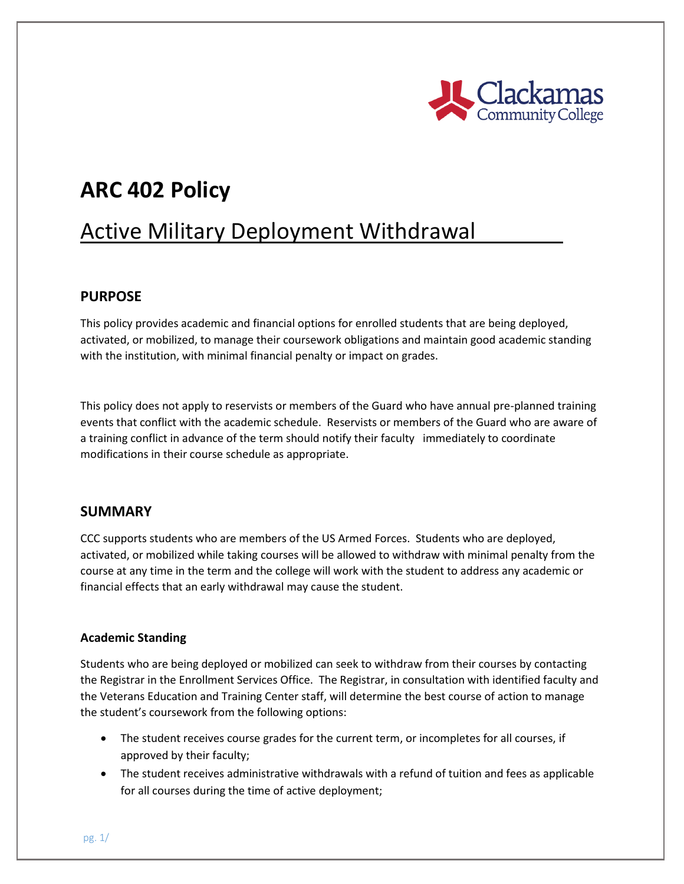# ARC 402 Policy

## Active Military Deployment Withdrawal

### PURPOSE

This policy provides academic and financial options for enrolled students that are being deployed, activated, or mobilized, to manage their coursework obligations and maintain good academic standing with the institution, with minimal financial penalty or impact on grades.

This policy does not apply to reservists or members of the Guard who have annual pre-planned training events that conflict with the academic schedule. Reservists or members of the Guard who are aware of a training conflict in advance of the term should notify their faculty immediately to coordinate modifications in their course schedule as appropriate.

### SUMMARY

CCC supports students who are members of the US Armed Forces. Students who are deployed, activated, or mobilized while taking courses will be allowed to withdraw with minimal penalty from the course at any time in the term and the college will work with the student to address any academic or financial effects that an early withdrawal may cause the student.

#### Academic Standing

Students who are being deployed or mobilized can seek to withdraw from their courses by contacting the Registrar in the Enrollment Services Office. The Registrar, in consultation with identified faculty and the Veterans Education and Training Center staff, will determine the best course of action to manage the student's coursework from the following options:

- The student receives course grades for the current term, or incompletes for all courses, if approved by their faculty;
- The student receives administrative withdrawals with a refund of tuition and fees as applicable for all courses during the time of active deployment;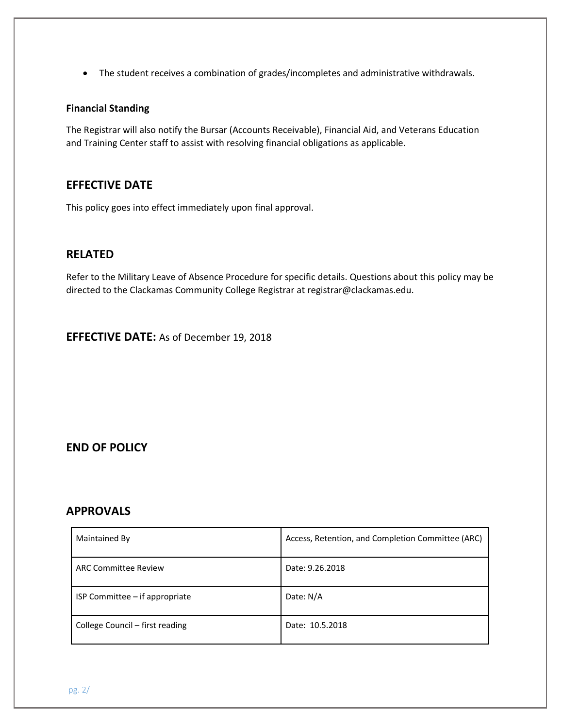- The student receives a combination of grades/incompletes and administrative withdrawals.

**Financial Standing**

The Registrar will also notify the Bursar (Accounts Receivable), Financial Aid, and Veterans Education and Training Center staff to assist with resolving financial obligations as applicable.

## EFFECTIVE DATE

This policy goes into effect immediately upon final approval.

## RELATED

Refer to the Military Leave of Absence Procedure for specific details. Questions about this policy may be directed to the Clackamas Community College Registrar at registrar@clackamas.edu.

## EFFECTIVE DATE: As of December 19, 2018

## END OF POLICY

## APPROVALS

| Maintained By | Access, Retention, and Completion Committee (ARC) |
|---|---|
| ARC Committee Review | Date: 9.26.2018 |
| ISP Committee – if appropriate | Date: N/A |
| College Council – first reading | Date: 10.5.2018 |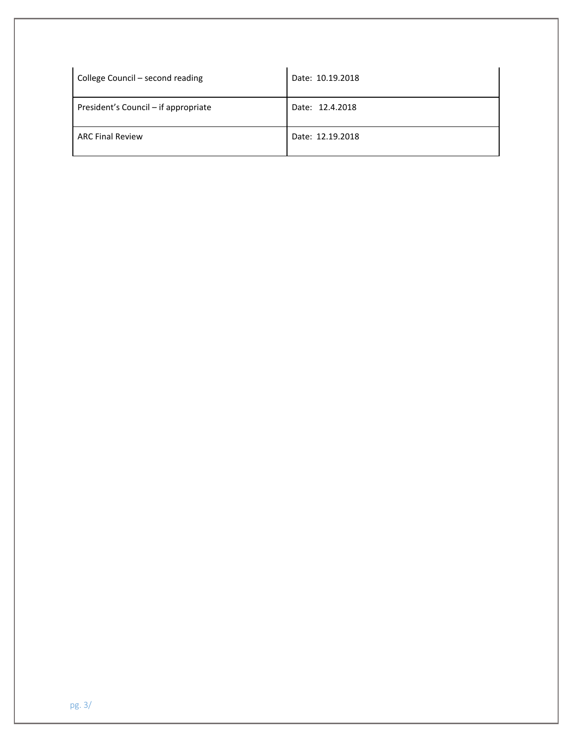| | |
|---|---|
| College Council – second reading | Date: 10.19.2018 |
| President's Council – if appropriate | Date: 12.4.2018 |
| ARC Final Review | Date: 12.19.2018 |